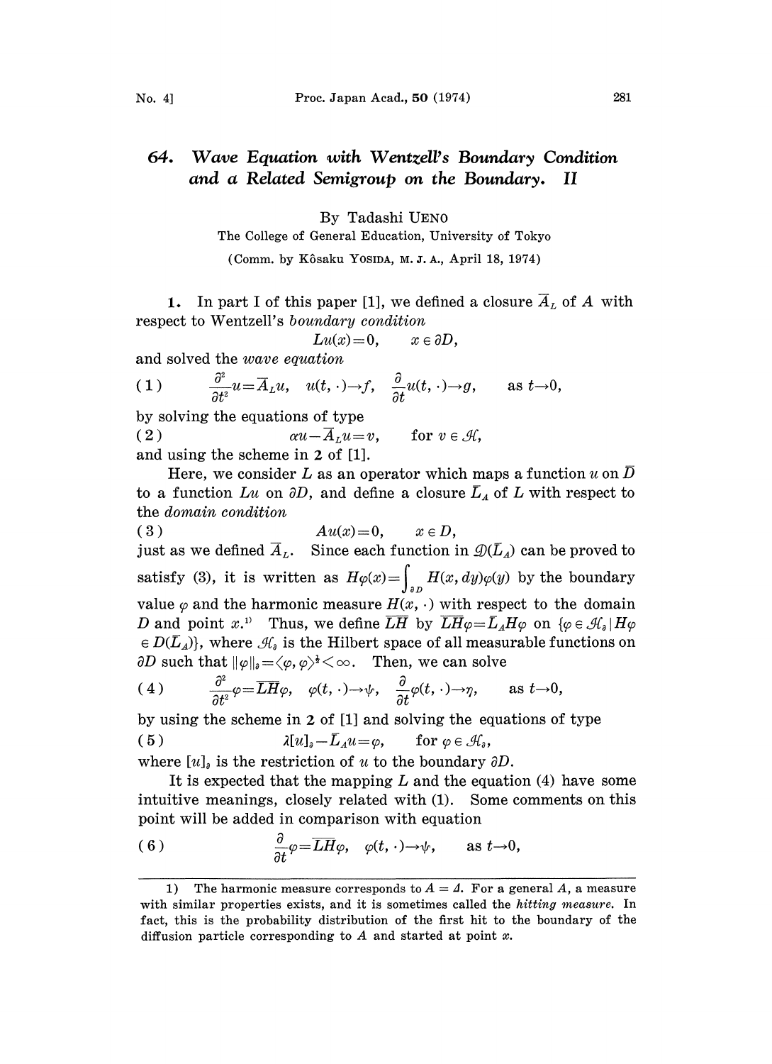# 64. *Wave Equation with Wentzell's Boundary Condition and a Related Semigroup on the Boundary. II*

By Tadashi UENO

The College of General Education, University of Tokyo

(Comm. by Kôsaku YOSIDA, M. J. A., April 18, 1974)

**1.** In part I of this paper [1], we defined a closure $\bar{A}_L$ of $A$ with respect to Wentzell's *boundary condition*

$$Lu(x)=0, \qquad x \in \partial D,$$

and solved the *wave equation*

$$(1) \qquad \frac{\partial^2}{\partial t^2}u=\bar{A}_L u, \quad u(t,\cdot)\to f, \quad \frac{\partial}{\partial t}u(t,\cdot)\to g, \qquad \text{as } t\to 0,$$

by solving the equations of type

$$(2) \qquad \alpha u-\bar{A}_L u=v, \qquad \text{for } v\in \mathcal{H},$$

and using the scheme in 2 of [1].

Here, we consider $L$ as an operator which maps a function $u$ on $\bar{D}$ to a function $Lu$ on $\partial D$, and define a closure $\bar{L}_A$ of $L$ with respect to the *domain condition*

$$(3) \qquad Au(x)=0, \qquad x\in D,$$

just as we defined $\bar{A}_L$. Since each function in $\mathcal{D}(\bar{L}_A)$ can be proved to satisfy (3), it is written as $H\varphi(x)=\int_{\partial D} H(x,dy)\varphi(y)$ by the boundary value $\varphi$ and the harmonic measure $H(x,\cdot)$ with respect to the domain $D$ and point $x$.[1] Thus, we define $\overline{LH}$ by $\overline{LH}\varphi=\bar{L}_A H\varphi$ on $\{\varphi\in\mathcal{H}_\partial \mid H\varphi \in D(\bar{L}_A)\}$, where $\mathcal{H}_\partial$ is the Hilbert space of all measurable functions on $\partial D$ such that $\|\varphi\|_\partial=\langle\varphi,\varphi\rangle^{\frac{1}{2}}<\infty$. Then, we can solve

$$(4) \qquad \frac{\partial^2}{\partial t^2}\varphi=\overline{LH}\varphi, \quad \varphi(t,\cdot)\to\psi, \quad \frac{\partial}{\partial t}\varphi(t,\cdot)\to\eta, \qquad \text{as } t\to 0,$$

by using the scheme in 2 of [1] and solving the equations of type

$$(5) \qquad \lambda[u]_\partial-\bar{L}_A u=\varphi, \qquad \text{for } \varphi\in\mathcal{H}_\partial,$$

where $[u]_\partial$ is the restriction of $u$ to the boundary $\partial D$.

It is expected that the mapping $L$ and the equation (4) have some intuitive meanings, closely related with (1). Some comments on this point will be added in comparison with equation

$$(6) \qquad \frac{\partial}{\partial t}\varphi=\overline{LH}\varphi, \quad \varphi(t,\cdot)\to\psi, \qquad \text{as } t\to 0,$$

---

1) The harmonic measure corresponds to $A=\Delta$. For a general $A$, a measure with similar properties exists, and it is sometimes called the *hitting measure*. In fact, this is the probability distribution of the first hit to the boundary of the diffusion particle corresponding to $A$ and started at point $x$.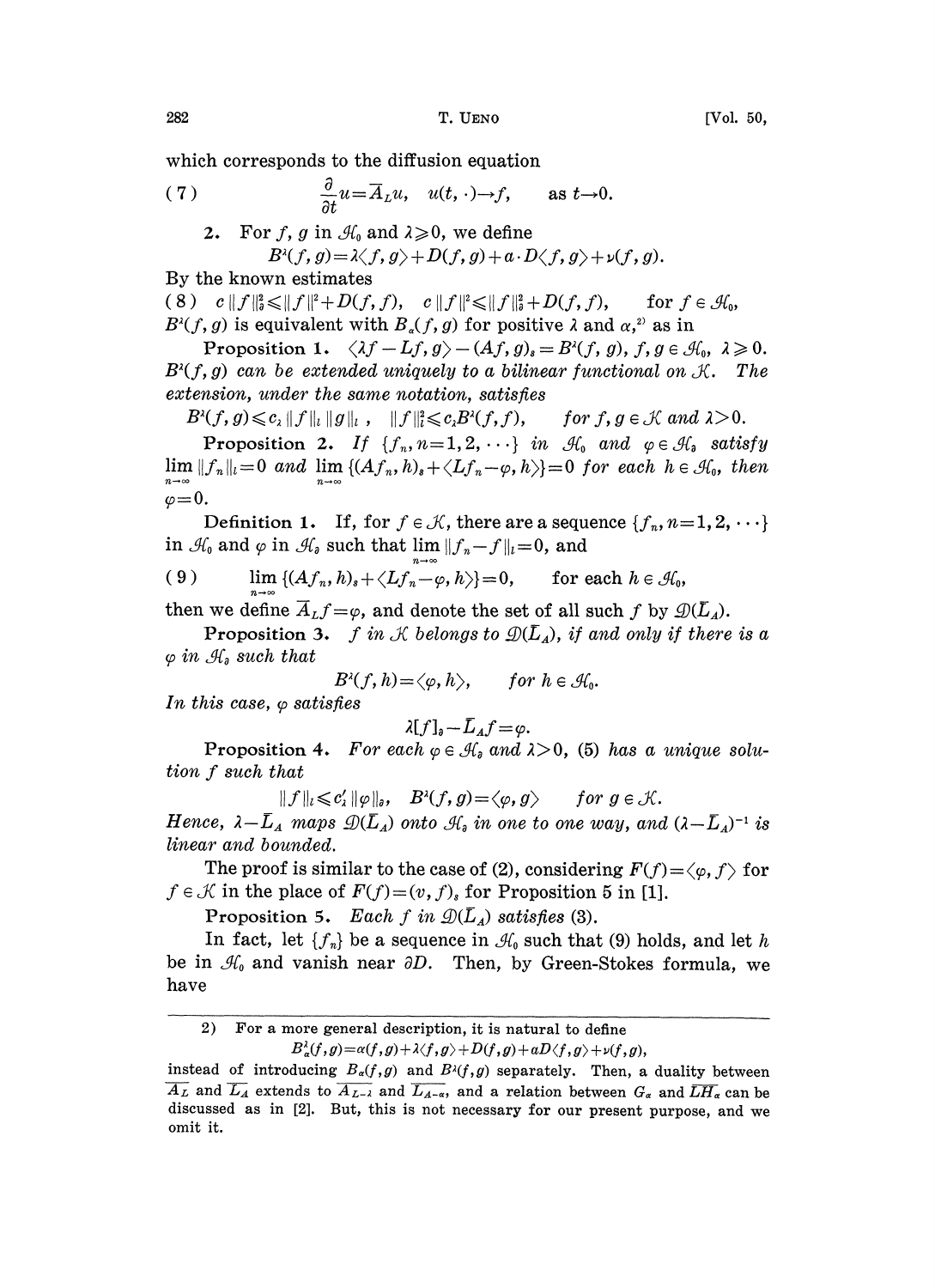which corresponds to the diffusion equation

$$(7) \qquad \frac{\partial}{\partial t}u = \bar{A}_L u, \quad u(t,\cdot) \to f, \qquad \text{as } t \to 0.$$

**2.** For $f$, $g$ in $\mathcal{H}_0$ and $\lambda \geqslant 0$, we define

$$B^\lambda(f,g) = \lambda\langle f,g\rangle + D(f,g) + a\cdot D\langle f,g\rangle + \nu(f,g).$$

By the known estimates

$$(8) \quad c\|f\|_\partial^2 \leqslant \|f\|^2 + D(f,f), \quad c\|f\|^2 \leqslant \|f\|_\partial^2 + D(f,f), \qquad \text{for } f \in \mathcal{H}_0,$$

$B^\lambda(f,g)$ is equivalent with $B_\alpha(f,g)$ for positive $\lambda$ and $\alpha$,[2] as in

**Proposition 1.** *$\langle \lambda f - Lf, g\rangle - (Af,g)_s = B^\lambda(f,g)$, $f,g \in \mathcal{H}_0$, $\lambda \geqslant 0$. $B^\lambda(f,g)$ can be extended uniquely to a bilinear functional on $\mathcal{K}$. The extension, under the same notation, satisfies*

$$B^\lambda(f,g) \leqslant c_\lambda \|f\|_l \|g\|_l\,, \quad \|f\|_l^2 \leqslant c_\lambda B^\lambda(f,f), \qquad \text{for } f,g \in \mathcal{K} \text{ and } \lambda > 0.$$

**Proposition 2.** *If $\{f_n, n=1,2,\cdots\}$ in $\mathcal{H}_0$ and $\varphi \in \mathcal{H}_\partial$ satisfy $\lim_{n\to\infty} \|f_n\|_l = 0$ and $\lim_{n\to\infty} \{(Af_n, h)_s + \langle Lf_n - \varphi, h\rangle\} = 0$ for each $h \in \mathcal{H}_0$, then $\varphi = 0$.*

**Definition 1.** If, for $f \in \mathcal{K}$, there are a sequence $\{f_n, n=1,2,\cdots\}$ in $\mathcal{H}_0$ and $\varphi$ in $\mathcal{H}_\partial$ such that $\lim_{n\to\infty} \|f_n - f\|_l = 0$, and

$$(9) \qquad \lim_{n\to\infty} \{(Af_n, h)_s + \langle Lf_n - \varphi, h\rangle\} = 0, \qquad \text{for each } h \in \mathcal{H}_0,$$

then we define $\bar{A}_L f = \varphi$, and denote the set of all such $f$ by $\mathcal{D}(\bar{L}_A)$.

**Proposition 3.** *$f$ in $\mathcal{K}$ belongs to $\mathcal{D}(\bar{L}_A)$, if and only if there is a $\varphi$ in $\mathcal{H}_\partial$ such that*

$$B^\lambda(f,h) = \langle \varphi, h\rangle, \qquad \text{for } h \in \mathcal{H}_0.$$

*In this case, $\varphi$ satisfies*

$$\lambda[f]_\partial - \bar{L}_A f = \varphi.$$

**Proposition 4.** *For each $\varphi \in \mathcal{H}_\partial$ and $\lambda > 0$, (5) has a unique solution $f$ such that*

$$\|f\|_l \leqslant c'_\lambda \|\varphi\|_\partial, \quad B^\lambda(f,g) = \langle \varphi, g\rangle \qquad \text{for } g \in \mathcal{K}.$$

*Hence, $\lambda - \bar{L}_A$ maps $\mathcal{D}(\bar{L}_A)$ onto $\mathcal{H}_\partial$ in one to one way, and $(\lambda - \bar{L}_A)^{-1}$ is linear and bounded.*

The proof is similar to the case of (2), considering $F(f) = \langle \varphi, f\rangle$ for $f \in \mathcal{K}$ in the place of $F(f) = (v,f)_s$ for Proposition 5 in [1].

**Proposition 5.** *Each $f$ in $\mathcal{D}(\bar{L}_A)$ satisfies (3).*

In fact, let $\{f_n\}$ be a sequence in $\mathcal{H}_0$ such that (9) holds, and let $h$ be in $\mathcal{H}_0$ and vanish near $\partial D$. Then, by Green-Stokes formula, we have

---

2) For a more general description, it is natural to define

$$B_\alpha^\lambda(f,g) = \alpha(f,g) + \lambda\langle f,g\rangle + D(f,g) + aD\langle f,g\rangle + \nu(f,g),$$

instead of introducing $B_\alpha(f,g)$ and $B^\lambda(f,g)$ separately. Then, a duality between $\overline{A_L}$ and $\overline{L_A}$ extends to $\overline{A_{L-\lambda}}$ and $\overline{L_{A-\alpha}}$, and a relation between $G_\alpha$ and $\overline{LH}_\alpha$ can be discussed as in [2]. But, this is not necessary for our present purpose, and we omit it.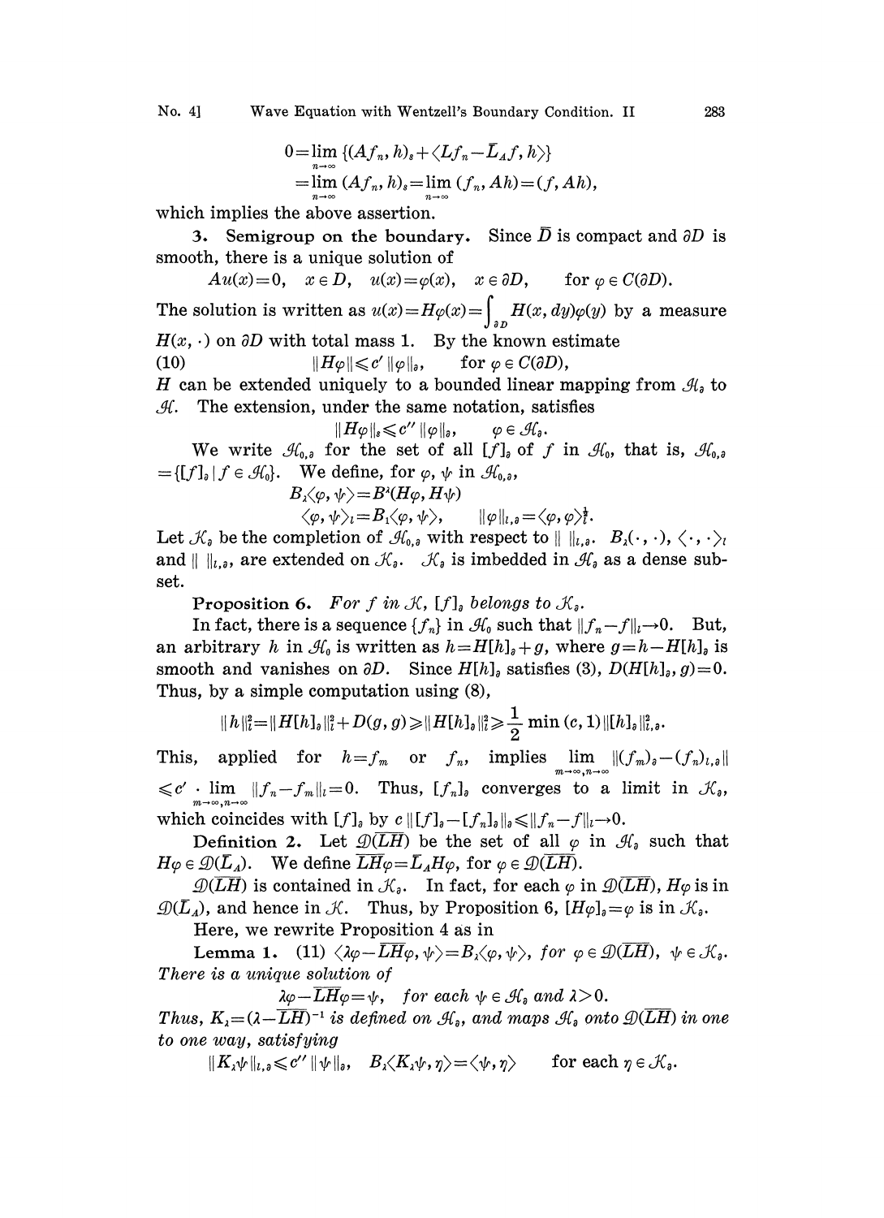$$0=\lim_{n\to\infty}\{(Af_n, h)_s+\langle Lf_n-\overline{L}_A f, h\rangle\}$$
$$=\lim_{n\to\infty}(Af_n, h)_s=\lim_{n\to\infty}(f_n, Ah)=(f, Ah),$$

which implies the above assertion.

**3. Semigroup on the boundary.** Since $\overline{D}$ is compact and $\partial D$ is smooth, there is a unique solution of

$$Au(x)=0,\quad x\in D,\quad u(x)=\varphi(x),\quad x\in\partial D,\qquad \text{for } \varphi\in C(\partial D).$$

The solution is written as $u(x)=H\varphi(x)=\int_{\partial D}H(x, dy)\varphi(y)$ by a measure $H(x,\cdot)$ on $\partial D$ with total mass 1. By the known estimate

$$\|H\varphi\|\leqslant c'\|\varphi\|_\partial,\qquad \text{for } \varphi\in C(\partial D), \tag{10}$$

$H$ can be extended uniquely to a bounded linear mapping from $\mathcal{H}_\partial$ to $\mathcal{H}$. The extension, under the same notation, satisfies

$$\|H\varphi\|_s\leqslant c''\|\varphi\|_\partial,\qquad \varphi\in\mathcal{H}_\partial.$$

We write $\mathcal{H}_{0,\partial}$ for the set of all $[f]_\partial$ of $f$ in $\mathcal{H}_0$, that is, $\mathcal{H}_{0,\partial}=\{[f]_\partial\,|\,f\in\mathcal{H}_0\}$. We define, for $\varphi$, $\psi$ in $\mathcal{H}_{0,\partial}$,

$$B_\lambda\langle\varphi,\psi\rangle=B^\lambda(H\varphi, H\psi)$$
$$\langle\varphi,\psi\rangle_l=B_1\langle\varphi,\psi\rangle,\qquad \|\varphi\|_{l,\partial}=\langle\varphi,\varphi\rangle_l^{\frac{1}{2}}.$$

Let $\mathcal{K}_\partial$ be the completion of $\mathcal{H}_{0,\partial}$ with respect to $\|\ \|_{l,\partial}$. $B_\lambda(\cdot,\cdot)$, $\langle\cdot,\cdot\rangle_l$ and $\|\ \|_{l,\partial}$, are extended on $\mathcal{K}_\partial$. $\mathcal{K}_\partial$ is imbedded in $\mathcal{H}_\partial$ as a dense subset.

**Proposition 6.** *For $f$ in $\mathcal{K}$, $[f]_\partial$ belongs to $\mathcal{K}_\partial$.*

In fact, there is a sequence $\{f_n\}$ in $\mathcal{H}_0$ such that $\|f_n-f\|_l\to 0$. But, an arbitrary $h$ in $\mathcal{H}_0$ is written as $h=H[h]_\partial+g$, where $g=h-H[h]_\partial$ is smooth and vanishes on $\partial D$. Since $H[h]_\partial$ satisfies (3), $D(H[h]_\partial, g)=0$. Thus, by a simple computation using (8),

$$\|h\|_l^2=\|H[h]_\partial\|_l^2+D(g,g)\geqslant\|H[h]_\partial\|_l^2\geqslant\frac{1}{2}\min(c,1)\|[h]_\partial\|_{l,\partial}^2.$$

This, applied for $h=f_m$ or $f_n$, implies $\lim_{m\to\infty,n\to\infty}\|(f_m)_\partial-(f_n)_{l,\partial}\|\leqslant c'\cdot\lim_{m\to\infty,n\to\infty}\|f_n-f_m\|_l=0$. Thus, $[f_n]_\partial$ converges to a limit in $\mathcal{K}_\partial$, which coincides with $[f]_\partial$ by $c\|[f]_\partial-[f_n]_\partial\|_\partial\leqslant\|f_n-f\|_l\to 0$.

**Definition 2.** Let $\mathcal{D}(\overline{LH})$ be the set of all $\varphi$ in $\mathcal{H}_\partial$ such that $H\varphi\in\mathcal{D}(\overline{L}_A)$. We define $\overline{LH}\varphi=\overline{L}_A H\varphi$, for $\varphi\in\mathcal{D}(\overline{LH})$.

$\mathcal{D}(\overline{LH})$ is contained in $\mathcal{K}_\partial$. In fact, for each $\varphi$ in $\mathcal{D}(\overline{LH})$, $H\varphi$ is in $\mathcal{D}(\overline{L}_A)$, and hence in $\mathcal{K}$. Thus, by Proposition 6, $[H\varphi]_\partial=\varphi$ is in $\mathcal{K}_\partial$.

Here, we rewrite Proposition 4 as in

**Lemma 1.** (11) $\langle\lambda\varphi-\overline{LH}\varphi,\psi\rangle=B_\lambda\langle\varphi,\psi\rangle$, *for $\varphi\in\mathcal{D}(\overline{LH})$, $\psi\in\mathcal{K}_\partial$. There is a unique solution of*

$$\lambda\varphi-\overline{LH}\varphi=\psi,\quad \textit{for each } \psi\in\mathcal{H}_\partial \textit{ and } \lambda>0.$$

*Thus, $K_\lambda=(\lambda-\overline{LH})^{-1}$ is defined on $\mathcal{H}_\partial$, and maps $\mathcal{H}_\partial$ onto $\mathcal{D}(\overline{LH})$ in one to one way, satisfying*

$$\|K_\lambda\psi\|_{l,\partial}\leqslant c''\|\psi\|_\partial,\quad B_\lambda\langle K_\lambda\psi,\eta\rangle=\langle\psi,\eta\rangle\qquad \textit{for each } \eta\in\mathcal{K}_\partial.$$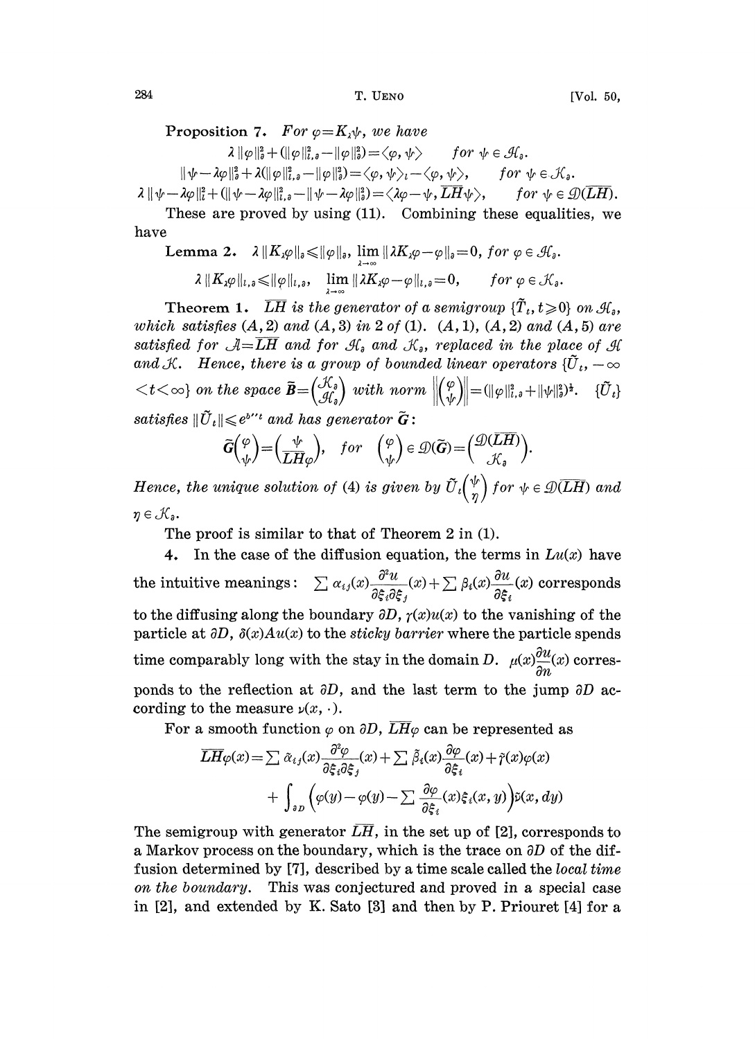**Proposition 7.** *For $\varphi = K_\lambda \psi$, we have*

$$\lambda \|\varphi\|_\partial^2 + (\|\varphi\|_{l,\partial}^2 - \|\varphi\|_\partial^2) = \langle \varphi, \psi \rangle \qquad \text{for } \psi \in \mathcal{H}_\partial.$$

$$\|\psi - \lambda\varphi\|_\partial^2 + \lambda(\|\varphi\|_{l,\partial}^2 - \|\varphi\|_\partial^2) = \langle \varphi, \psi \rangle_l - \langle \varphi, \psi \rangle, \qquad \text{for } \psi \in \mathcal{K}_\partial.$$

$$\lambda \|\psi - \lambda\varphi\|_l^2 + (\|\psi - \lambda\varphi\|_{l,\partial}^2 - \|\psi - \lambda\varphi\|_\partial^2) = \langle \lambda\varphi - \psi, \overline{LH}\psi \rangle, \qquad \text{for } \psi \in \mathcal{D}(\overline{LH}).$$

These are proved by using (11). Combining these equalities, we have

**Lemma 2.** $\lambda \|K_\lambda \varphi\|_\partial \leqslant \|\varphi\|_\partial, \ \lim\limits_{\lambda \to \infty} \|\lambda K_\lambda \varphi - \varphi\|_\partial = 0, \ \text{for } \varphi \in \mathcal{H}_\partial.$

$\lambda \|K_\lambda \varphi\|_{l,\partial} \leqslant \|\varphi\|_{l,\partial}, \quad \lim\limits_{\lambda \to \infty} \|\lambda K_\lambda \varphi - \varphi\|_{l,\partial} = 0, \qquad \text{for } \varphi \in \mathcal{K}_\partial.$

**Theorem 1.** *$\overline{LH}$ is the generator of a semigroup $\{\tilde{T}_t, t \geqslant 0\}$ on $\mathcal{H}_\partial$, which satisfies $(A,2)$ and $(A,3)$ in 2 of (1). $(A,1)$, $(A,2)$ and $(A,5)$ are satisfied for $\mathcal{A} = \overline{LH}$ and for $\mathcal{H}_\partial$ and $\mathcal{K}_\partial$, replaced in the place of $\mathcal{H}$ and $\mathcal{K}$. Hence, there is a group of bounded linear operators $\{\tilde{U}_t, -\infty < t < \infty\}$ on the space $\tilde{\boldsymbol{B}} = \begin{pmatrix} \mathcal{K}_\partial \\ \mathcal{H}_\partial \end{pmatrix}$ with norm $\left\| \begin{pmatrix} \varphi \\ \psi \end{pmatrix} \right\| = (\|\varphi\|_{l,\partial}^2 + \|\psi\|_\partial^2)^{\frac{1}{2}}$. $\{\tilde{U}_t\}$ satisfies $\|\tilde{U}_t\| \leqslant e^{b''t}$ and has generator $\tilde{\boldsymbol{G}}$:*

$$\tilde{\boldsymbol{G}} \begin{pmatrix} \varphi \\ \psi \end{pmatrix} = \begin{pmatrix} \psi \\ \overline{LH}\varphi \end{pmatrix}, \quad \text{for} \quad \begin{pmatrix} \varphi \\ \psi \end{pmatrix} \in \mathcal{D}(\tilde{\boldsymbol{G}}) = \begin{pmatrix} \mathcal{D}(\overline{LH}) \\ \mathcal{K}_\partial \end{pmatrix}.$$

*Hence, the unique solution of (4) is given by $\tilde{U}_t \begin{pmatrix} \psi \\ \eta \end{pmatrix}$ for $\psi \in \mathcal{D}(\overline{LH})$ and $\eta \in \mathcal{K}_\partial$.*

The proof is similar to that of Theorem 2 in (1).

**4.** In the case of the diffusion equation, the terms in $Lu(x)$ have the intuitive meanings: $\sum \alpha_{ij}(x) \dfrac{\partial^2 u}{\partial \xi_i \partial \xi_j}(x) + \sum \beta_i(x) \dfrac{\partial u}{\partial \xi_i}(x)$ corresponds to the diffusing along the boundary $\partial D$, $\gamma(x)u(x)$ to the vanishing of the particle at $\partial D$, $\delta(x)Au(x)$ to the *sticky barrier* where the particle spends time comparably long with the stay in the domain $D$. $\mu(x)\dfrac{\partial u}{\partial n}(x)$ corresponds to the reflection at $\partial D$, and the last term to the jump $\partial D$ according to the measure $\nu(x, \cdot)$.

For a smooth function $\varphi$ on $\partial D$, $\overline{LH}\varphi$ can be represented as

$$\overline{LH}\varphi(x) = \sum \tilde{\alpha}_{ij}(x) \frac{\partial^2 \varphi}{\partial \xi_i \partial \xi_j}(x) + \sum \tilde{\beta}_i(x) \frac{\partial \varphi}{\partial \xi_i}(x) + \tilde{\gamma}(x)\varphi(x)$$
$$+ \int_{\partial D} \left( \varphi(y) - \varphi(y) - \sum \frac{\partial \varphi}{\partial \xi_i}(x) \xi_i(x, y) \right) \tilde{\nu}(x, dy)$$

The semigroup with generator $\overline{LH}$, in the set up of [2], corresponds to a Markov process on the boundary, which is the trace on $\partial D$ of the diffusion determined by [7], described by a time scale called the *local time on the boundary*. This was conjectured and proved in a special case in [2], and extended by K. Sato [3] and then by P. Priouret [4] for a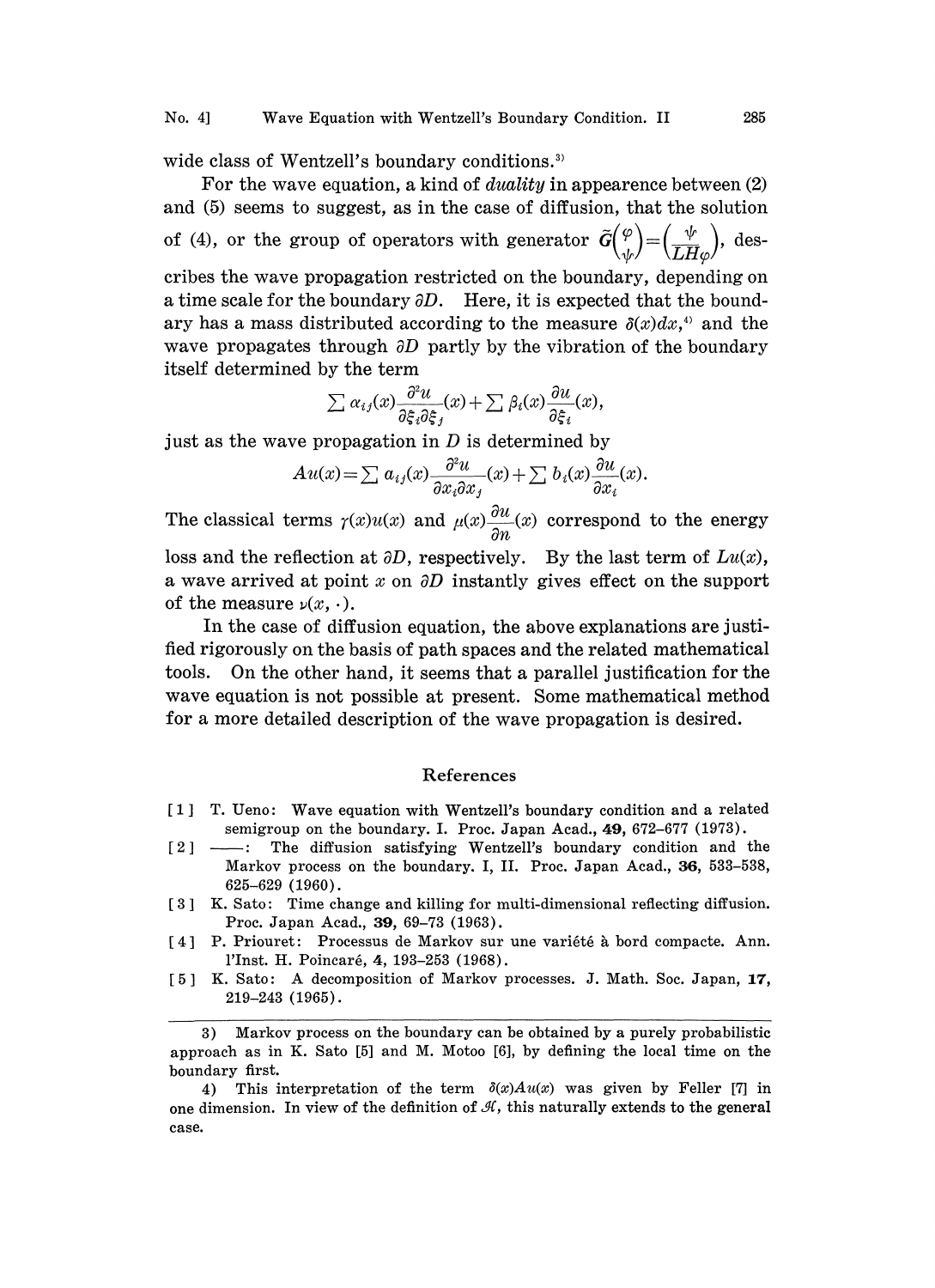wide class of Wentzell's boundary conditions.[3]

For the wave equation, a kind of *duality* in appearence between (2) and (5) seems to suggest, as in the case of diffusion, that the solution of (4), or the group of operators with generator $\tilde{G}\binom{\varphi}{\psi}=\binom{\psi}{LH\varphi}$, describes the wave propagation restricted on the boundary, depending on a time scale for the boundary $\partial D$. Here, it is expected that the boundary has a mass distributed according to the measure $\delta(x)dx$,[4] and the wave propagates through $\partial D$ partly by the vibration of the boundary itself determined by the term

$$\sum \alpha_{ij}(x)\frac{\partial^2 u}{\partial \xi_i \partial \xi_j}(x)+\sum \beta_i(x)\frac{\partial u}{\partial \xi_i}(x),$$

just as the wave propagation in $D$ is determined by

$$Au(x)=\sum a_{ij}(x)\frac{\partial^2 u}{\partial x_i \partial x_j}(x)+\sum b_i(x)\frac{\partial u}{\partial x_i}(x).$$

The classical terms $\gamma(x)u(x)$ and $\mu(x)\frac{\partial u}{\partial n}(x)$ correspond to the energy loss and the reflection at $\partial D$, respectively. By the last term of $Lu(x)$, a wave arrived at point $x$ on $\partial D$ instantly gives effect on the support of the measure $\nu(x,\cdot)$.

In the case of diffusion equation, the above explanations are justified rigorously on the basis of path spaces and the related mathematical tools. On the other hand, it seems that a parallel justification for the wave equation is not possible at present. Some mathematical method for a more detailed description of the wave propagation is desired.

## References

[1] T. Ueno: Wave equation with Wentzell's boundary condition and a related semigroup on the boundary. I. Proc. Japan Acad., **49**, 672–677 (1973).

[2] ——: The diffusion satisfying Wentzell's boundary condition and the Markov process on the boundary. I, II. Proc. Japan Acad., **36**, 533–538, 625–629 (1960).

[3] K. Sato: Time change and killing for multi-dimensional reflecting diffusion. Proc. Japan Acad., **39**, 69–73 (1963).

[4] P. Priouret: Processus de Markov sur une variété à bord compacte. Ann. l'Inst. H. Poincaré, **4**, 193–253 (1968).

[5] K. Sato: A decomposition of Markov processes. J. Math. Soc. Japan, **17**, 219–243 (1965).

---

3) Markov process on the boundary can be obtained by a purely probabilistic approach as in K. Sato [5] and M. Motoo [6], by defining the local time on the boundary first.

4) This interpretation of the term $\delta(x)Au(x)$ was given by Feller [7] in one dimension. In view of the definition of $\mathcal{H}$, this naturally extends to the general case.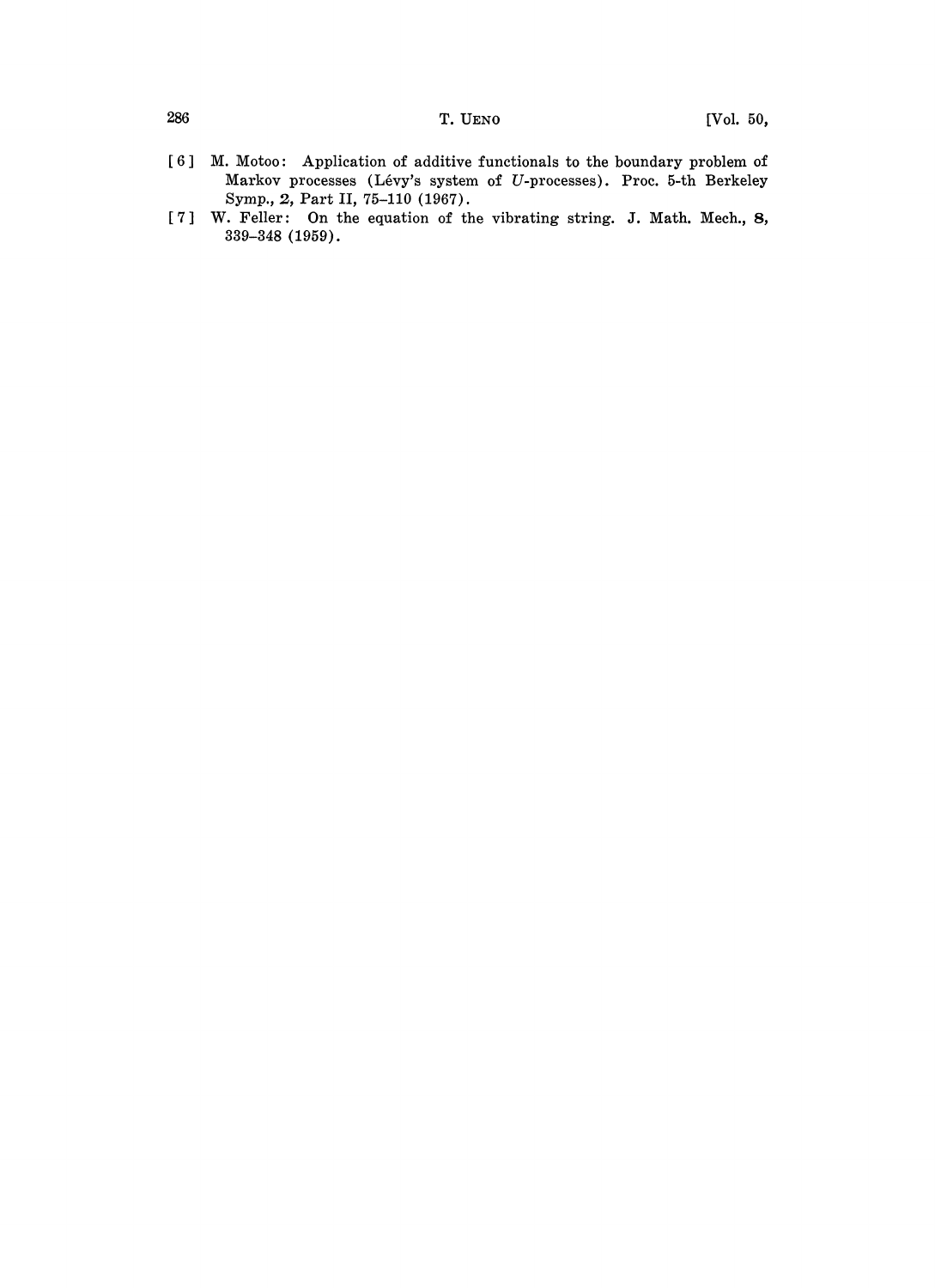[6] M. Motoo: Application of additive functionals to the boundary problem of Markov processes (Lévy's system of $U$-processes). Proc. 5-th Berkeley Symp., **2**, Part II, 75–110 (1967).

[7] W. Feller: On the equation of the vibrating string. J. Math. Mech., **8**, 339–348 (1959).